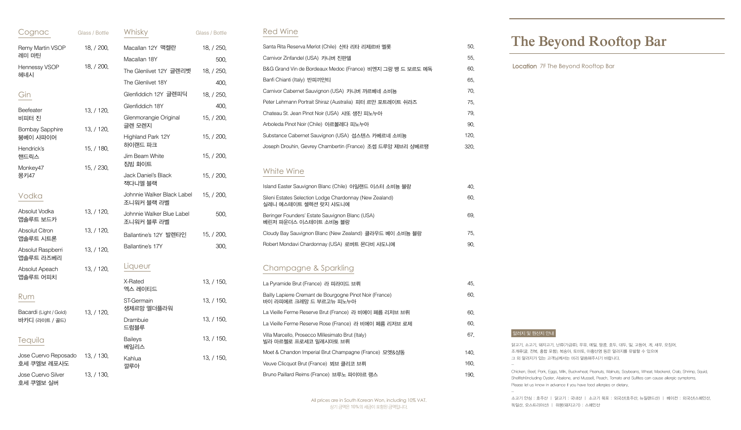# The Beyond Rooftop Bar

**Location** 7F The Beyond Rooftop Bar

## Cognac

| Cognac | Glass / Bottle |
|---|---|
| Remy Martin VSOP 레미 마틴 | 18. / 200. |
| Hennessy VSOP 헤네시 | 18. / 200. |

## Gin

| Gin | Glass / Bottle |
|---|---|
| Beefeater 비피터 진 | 13. / 120. |
| Bombay Sapphire 봄베이 사파이어 | 13. / 120. |
| Hendrick's 핸드릭스 | 15. / 180. |
| Monkey47 몽키47 | 15. / 230. |

## Vodka

| Vodka | Glass / Bottle |
|---|---|
| Absolut Vodka 앱솔루트 보드카 | 13. / 120. |
| Absolut Citron 앱솔루트 시트론 | 13. / 120. |
| Absolut Raspberri 앱솔루트 라즈베리 | 13. / 120. |
| Absolut Apeach 앱솔루트 어피치 | 13. / 120. |

## Rum

| Rum | Glass / Bottle |
|---|---|
| Bacardi (Light / Gold) 바카디 (라이트 / 골드) | 13. / 120. |

## Tequila

| Tequila | Glass / Bottle |
|---|---|
| Jose Cuervo Reposado 호세 쿠엘보 레포사도 | 13. / 130. |
| Jose Cuervo Silver 호세 쿠엘보 실버 | 13. / 130. |

## Whisky

| Whisky | Glass / Bottle |
|---|---|
| Macallan 12Y 맥켈란 | 18. / 250. |
| Macallan 18Y | 500. |
| The Glenlivet 12Y 글렌리벳 | 18. / 250. |
| The Glenlivet 18Y | 400. |
| Glenfiddich 12Y 글렌피딕 | 18. / 250. |
| Glenfiddich 18Y | 400. |
| Glenmorangie Original 글렌 모렌지 | 15. / 200. |
| Highland Park 12Y 하이랜드 파크 | 15. / 200. |
| Jim Beam White 짐빔 화이트 | 15. / 200. |
| Jack Daniel's Black 잭다니엘 블랙 | 15. / 200. |
| Johnnie Walker Black Label 조니워커 블랙 라벨 | 15. / 200. |
| Johnnie Walker Blue Label 조니워커 블루 라벨 | 500. |
| Ballantine's 12Y 발렌타인 | 15. / 200. |
| Ballantine's 17Y | 300. |

## Liqueur

| Liqueur | Glass / Bottle |
|---|---|
| X-Rated 엑스 레이티드 | 13. / 150. |
| ST-Germain 생제르망 엘더플라워 | 13. / 150. |
| Drambuie 드럼블루 | 13. / 150. |
| Baileys 베일리스 | 13. / 150. |
| Kahlua 깔루아 | 13. / 150. |

## Red Wine

| Red Wine | |
|---|---|
| Santa Rita Reserva Merlot (Chile) 산타 리타 리제르바 멜롯 | 50. |
| Carnivor Zinfandel (USA) 카니버 진판델 | 55. |
| B&G Grand Vin de Bordeaux Medoc (France) 비앤지 그랑 뱅 드 보르도 메독 | 60. |
| Banfi Chianti (Italy) 반피끼안티 | 65. |
| Carnivor Cabernet Sauvignon (USA) 카니버 까르베네 소비뇽 | 70. |
| Peter Lehmann Portrait Shiraz (Australia) 피터 르만 포트레이트 쉬라즈 | 75. |
| Chateau St. Jean Pinot Noir (USA) 샤또 생진 피노누아 | 79. |
| Arboleda Pinot Noir (Chile) 아르볼레다 피노누아 | 90. |
| Substance Cabernet Sauvignon (USA) 섭스텐스 카베르네 소비뇽 | 120. |
| Joseph Drouhin, Gevrey Chambertin (France) 조셉 드루앙 제브리 샹베르탱 | 320. |

## White Wine

| White Wine | |
|---|---|
| Island Easter Sauvignon Blanc (Chile) 아일랜드 이스터 소비뇽 블랑 | 40. |
| Sileni Estates Selection Lodge Chardonnay (New Zealand) 실레니 에스테이트 셀렉션 랏지 샤도니에 | 60. |
| Beringer Founders' Estate Sauvignon Blanc (USA) 베린저 파운더스 이스테이트 소비뇽 블랑 | 69. |
| Cloudy Bay Sauvignon Blanc (New Zealand) 클라우드 베이 소비뇽 블랑 | 75. |
| Robert Mondavi Chardonnay (USA) 로버트 몬다비 샤도니에 | 90. |

## Champagne & Sparkling

| Champagne & Sparkling | |
|---|---|
| La Pyramide Brut (France) 라 피라미드 브뤼 | 45. |
| Bailly Lapierre Cremant de Bourgogne Pinot Noir (France) 바이 라피에르 크레망 드 부르고뉴 피노누아 | 60. |
| La Vieille Ferme Reserve Brut (France) 라 비에이 페름 리저브 브뤼 | 60. |
| La Vieille Ferme Reserve Rose (France) 라 비에이 페름 리저브 로제 | 60. |
| Villa Marcello, Prosecco Millesimato Brut (Italy) 빌라 마르첼로 프로세코 밀레시마토 브뤼 | 67. |
| Moet & Chandon Imperial Brut Champagne (France) 모엣&샹동 | 140. |
| Veuve Clicquot Brut (France) 뵈브 클리코 브뤼 | 160. |
| Bruno Paillard Reims (France) 브루노 파이야르 랭스 | 190. |

All prices are in South Korean Won, including 10% VAT.
상기 금액은 10%의 세금이 포함된 금액입니다.

### 알러지 및 원산지 안내

닭고기, 소고기, 돼지고기, 난류(가금류), 우유, 메밀, 땅콩, 호두, 대두, 밀, 고등어, 게, 새우, 오징어, 조개류(굴, 전복, 홍합 포함), 복숭아, 토마토, 아황산염 등은 알러지를 유발할 수 있으며 그 외 알러지가 있는 고객님께서는 미리 말씀해주시기 바랍니다.

–

Chicken, Beef, Pork, Eggs, Milk, Buckwheat, Peanuts, Walnuts, Soybeans, Wheat, Mackerel, Crab, Shrimp, Squid, Shellfish(including Oyster, Abalone, and Mussel), Peach, Tomato and Sulfites can cause allergic symptoms. Please let us know in advance if you have food allergies or dietary.

–

소고기 안심 : 호주산 | 닭고기 : 국내산 | 소고기 육포 : 외국산(호주산, 뉴질랜드산) | 베이컨 : 외국산(스페인산, 독일산, 오스트리아산) | 하몽(돼지고기) : 스페인산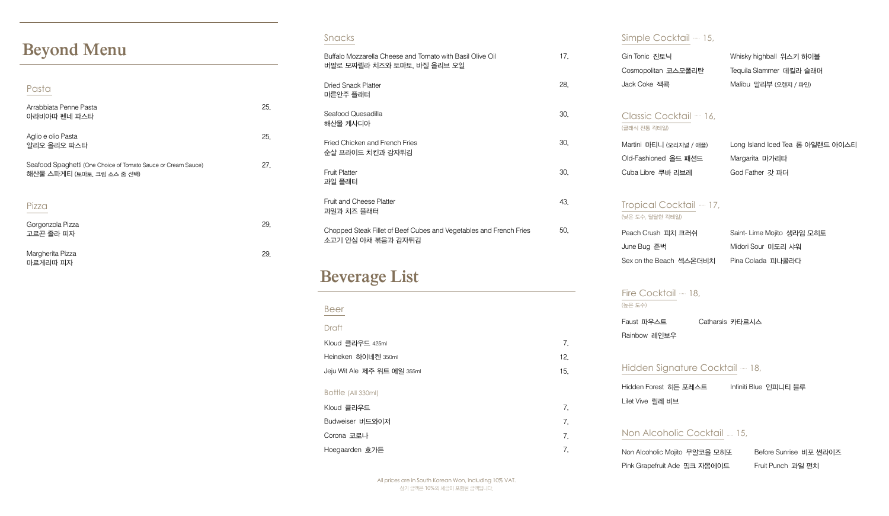# Beyond Menu

## Pasta

| | |
|---|---|
| Arrabbiata Penne Pasta<br>아라비아따 펜네 파스타 | 25. |
| Aglio e olio Pasta<br>알리오 올리오 파스타 | 25. |
| Seafood Spaghetti (One Choice of Tomato Sauce or Cream Sauce)<br>해산물 스파게티 (토마토, 크림 소스 중 선택) | 27. |

## Pizza

| | |
|---|---|
| Gorgonzola Pizza<br>고르곤 졸라 피자 | 29. |
| Margherita Pizza<br>마르게리따 피자 | 29. |

## Snacks

| | |
|---|---|
| Buffalo Mozzarella Cheese and Tomato with Basil Olive Oil<br>버팔로 모짜렐라 치즈와 토마토, 바질 올리브 오일 | 17. |
| Dried Snack Platter<br>마른안주 플래터 | 28. |
| Seafood Quesadilla<br>해산물 케사디아 | 30. |
| Fried Chicken and French Fries<br>순살 프라이드 치킨과 감자튀김 | 30. |
| Fruit Platter<br>과일 플래터 | 30. |
| Fruit and Cheese Platter<br>과일과 치즈 플래터 | 43. |
| Chopped Steak Fillet of Beef Cubes and Vegetables and French Fries<br>소고기 안심 야채 볶음과 감자튀김 | 50. |

# Beverage List

## Beer

### Draft

| | |
|---|---|
| Kloud 클라우드 425ml | 7. |
| Heineken 하이네켄 350ml | 12. |
| Jeju Wit Ale 제주 위트 에일 355ml | 15. |

### Bottle (All 330ml)

| | |
|---|---|
| Kloud 클라우드 | 7. |
| Budweiser 버드와이저 | 7. |
| Corona 코로나 | 7. |
| Hoegaarden 호가든 | 7. |

## Simple Cocktail ····· 15,

- Gin Tonic 진토닉
- Whisky highball 위스키 하이볼
- Cosmopolitan 코스모폴리탄
- Tequila Slammer 데킬라 슬래머
- Jack Coke 잭콕
- Malibu 말리부 (오렌지 / 파인)

## Classic Cocktail ····· 16,

(클래식 전통 칵테일)

- Martini 마티니 (오리지널 / 애플)
- Long Island Iced Tea 롱 아일랜드 아이스티
- Old-Fashioned 올드 패션드
- Margarita 마가리타
- Cuba Libre 쿠바 리브레
- God Father 갓 파더

## Tropical Cocktail ····· 17,

(낮은 도수, 달달한 칵테일)

- Peach Crush 피치 크러쉬
- Saint- Lime Mojito 생라임 모히토
- June Bug 준벅
- Midori Sour 미도리 사워
- Sex on the Beach 섹스온더비치
- Pina Colada 피나콜라다

## Fire Cocktail ····· 18,

(높은 도수)

- Faust 파우스트
- Catharsis 카타르시스
- Rainbow 레인보우

## Hidden Signature Cocktail ····· 18,

- Hidden Forest 히든 포레스트
- Infiniti Blue 인피니티 블루
- Lilet Vive 릴레 비브

## Non Alcoholic Cocktail ····· 15,

- Non Alcoholic Mojito 무알코올 모히또
- Before Sunrise 비포 썬라이즈
- Pink Grapefruit Ade 핑크 자몽에이드
- Fruit Punch 과일 펀치

All prices are in South Korean Won, including 10% VAT.
상기 금액은 10%의 세금이 포함된 금액입니다.